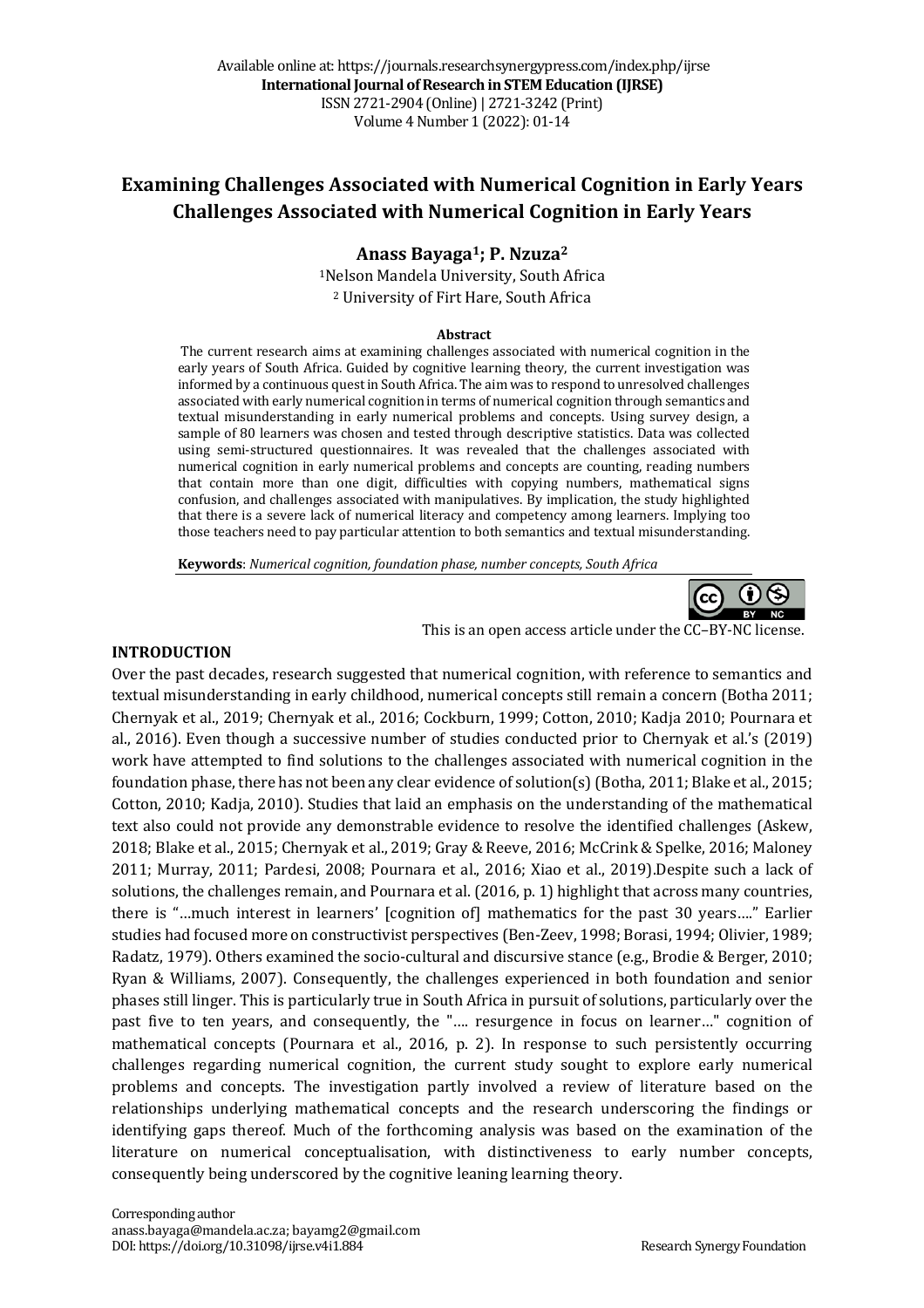Available online at: https://journals.researchsynergypress.com/index.php/ijrse
**International Journal of Research in STEM Education (IJRSE)**
ISSN 2721-2904 (Online) | 2721-3242 (Print)
Volume 4 Number 1 (2022): 01-14

# Examining Challenges Associated with Numerical Cognition in Early Years Challenges Associated with Numerical Cognition in Early Years

**Anass Bayaga[1]; P. Nzuza[2]**

[1]Nelson Mandela University, South Africa
[2] University of Firt Hare, South Africa

**Abstract**

The current research aims at examining challenges associated with numerical cognition in the early years of South Africa. Guided by cognitive learning theory, the current investigation was informed by a continuous quest in South Africa. The aim was to respond to unresolved challenges associated with early numerical cognition in terms of numerical cognition through semantics and textual misunderstanding in early numerical problems and concepts. Using survey design, a sample of 80 learners was chosen and tested through descriptive statistics. Data was collected using semi-structured questionnaires. It was revealed that the challenges associated with numerical cognition in early numerical problems and concepts are counting, reading numbers that contain more than one digit, difficulties with copying numbers, mathematical signs confusion, and challenges associated with manipulatives. By implication, the study highlighted that there is a severe lack of numerical literacy and competency among learners. Implying too those teachers need to pay particular attention to both semantics and textual misunderstanding.

**Keywords**: *Numerical cognition, foundation phase, number concepts, South Africa*

This is an open access article under the CC–BY-NC license.

## INTRODUCTION

Over the past decades, research suggested that numerical cognition, with reference to semantics and textual misunderstanding in early childhood, numerical concepts still remain a concern (Botha 2011; Chernyak et al., 2019; Chernyak et al., 2016; Cockburn, 1999; Cotton, 2010; Kadja 2010; Pournara et al., 2016). Even though a successive number of studies conducted prior to Chernyak et al.'s (2019) work have attempted to find solutions to the challenges associated with numerical cognition in the foundation phase, there has not been any clear evidence of solution(s) (Botha, 2011; Blake et al., 2015; Cotton, 2010; Kadja, 2010). Studies that laid an emphasis on the understanding of the mathematical text also could not provide any demonstrable evidence to resolve the identified challenges (Askew, 2018; Blake et al., 2015; Chernyak et al., 2019; Gray & Reeve, 2016; McCrink & Spelke, 2016; Maloney 2011; Murray, 2011; Pardesi, 2008; Pournara et al., 2016; Xiao et al., 2019).Despite such a lack of solutions, the challenges remain, and Pournara et al. (2016, p. 1) highlight that across many countries, there is "…much interest in learners' [cognition of] mathematics for the past 30 years…." Earlier studies had focused more on constructivist perspectives (Ben-Zeev, 1998; Borasi, 1994; Olivier, 1989; Radatz, 1979). Others examined the socio-cultural and discursive stance (e.g., Brodie & Berger, 2010; Ryan & Williams, 2007). Consequently, the challenges experienced in both foundation and senior phases still linger. This is particularly true in South Africa in pursuit of solutions, particularly over the past five to ten years, and consequently, the "…. resurgence in focus on learner…" cognition of mathematical concepts (Pournara et al., 2016, p. 2). In response to such persistently occurring challenges regarding numerical cognition, the current study sought to explore early numerical problems and concepts. The investigation partly involved a review of literature based on the relationships underlying mathematical concepts and the research underscoring the findings or identifying gaps thereof. Much of the forthcoming analysis was based on the examination of the literature on numerical conceptualisation, with distinctiveness to early number concepts, consequently being underscored by the cognitive leaning learning theory.

Corresponding author
anass.bayaga@mandela.ac.za; bayamg2@gmail.com
DOI: https://doi.org/10.31098/ijrse.v4i1.884

Research Synergy Foundation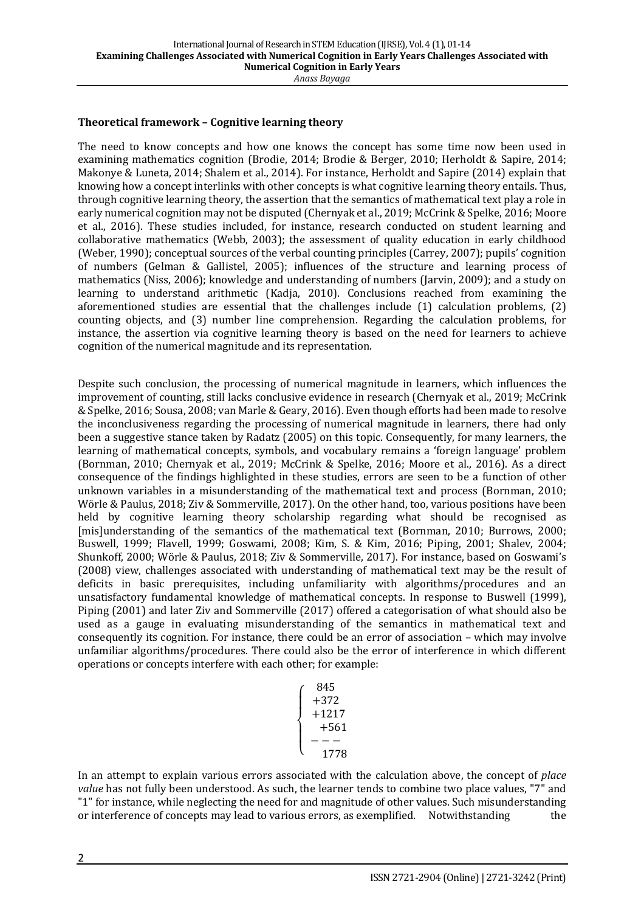**Theoretical framework – Cognitive learning theory**

The need to know concepts and how one knows the concept has some time now been used in examining mathematics cognition (Brodie, 2014; Brodie & Berger, 2010; Herholdt & Sapire, 2014; Makonye & Luneta, 2014; Shalem et al., 2014). For instance, Herholdt and Sapire (2014) explain that knowing how a concept interlinks with other concepts is what cognitive learning theory entails. Thus, through cognitive learning theory, the assertion that the semantics of mathematical text play a role in early numerical cognition may not be disputed (Chernyak et al., 2019; McCrink & Spelke, 2016; Moore et al., 2016). These studies included, for instance, research conducted on student learning and collaborative mathematics (Webb, 2003); the assessment of quality education in early childhood (Weber, 1990); conceptual sources of the verbal counting principles (Carrey, 2007); pupils' cognition of numbers (Gelman & Gallistel, 2005); influences of the structure and learning process of mathematics (Niss, 2006); knowledge and understanding of numbers (Jarvin, 2009); and a study on learning to understand arithmetic (Kadja, 2010). Conclusions reached from examining the aforementioned studies are essential that the challenges include (1) calculation problems, (2) counting objects, and (3) number line comprehension. Regarding the calculation problems, for instance, the assertion via cognitive learning theory is based on the need for learners to achieve cognition of the numerical magnitude and its representation.

Despite such conclusion, the processing of numerical magnitude in learners, which influences the improvement of counting, still lacks conclusive evidence in research (Chernyak et al., 2019; McCrink & Spelke, 2016; Sousa, 2008; van Marle & Geary, 2016). Even though efforts had been made to resolve the inconclusiveness regarding the processing of numerical magnitude in learners, there had only been a suggestive stance taken by Radatz (2005) on this topic. Consequently, for many learners, the learning of mathematical concepts, symbols, and vocabulary remains a 'foreign language' problem (Bornman, 2010; Chernyak et al., 2019; McCrink & Spelke, 2016; Moore et al., 2016). As a direct consequence of the findings highlighted in these studies, errors are seen to be a function of other unknown variables in a misunderstanding of the mathematical text and process (Bornman, 2010; Wörle & Paulus, 2018; Ziv & Sommerville, 2017). On the other hand, too, various positions have been held by cognitive learning theory scholarship regarding what should be recognised as [mis]understanding of the semantics of the mathematical text (Bornman, 2010; Burrows, 2000; Buswell, 1999; Flavell, 1999; Goswami, 2008; Kim, S. & Kim, 2016; Piping, 2001; Shalev, 2004; Shunkoff, 2000; Wörle & Paulus, 2018; Ziv & Sommerville, 2017). For instance, based on Goswami's (2008) view, challenges associated with understanding of mathematical text may be the result of deficits in basic prerequisites, including unfamiliarity with algorithms/procedures and an unsatisfactory fundamental knowledge of mathematical concepts. In response to Buswell (1999), Piping (2001) and later Ziv and Sommerville (2017) offered a categorisation of what should also be used as a gauge in evaluating misunderstanding of the semantics in mathematical text and consequently its cognition. For instance, there could be an error of association – which may involve unfamiliar algorithms/procedures. There could also be the error of interference in which different operations or concepts interfere with each other; for example:

$$\left\{\begin{array}{r} 845 \\ +372 \\ +1217 \\ +561 \\ --- \\ 1778 \end{array}\right.$$

In an attempt to explain various errors associated with the calculation above, the concept of *place value* has not fully been understood. As such, the learner tends to combine two place values, "7" and "1" for instance, while neglecting the need for and magnitude of other values. Such misunderstanding or interference of concepts may lead to various errors, as exemplified. Notwithstanding the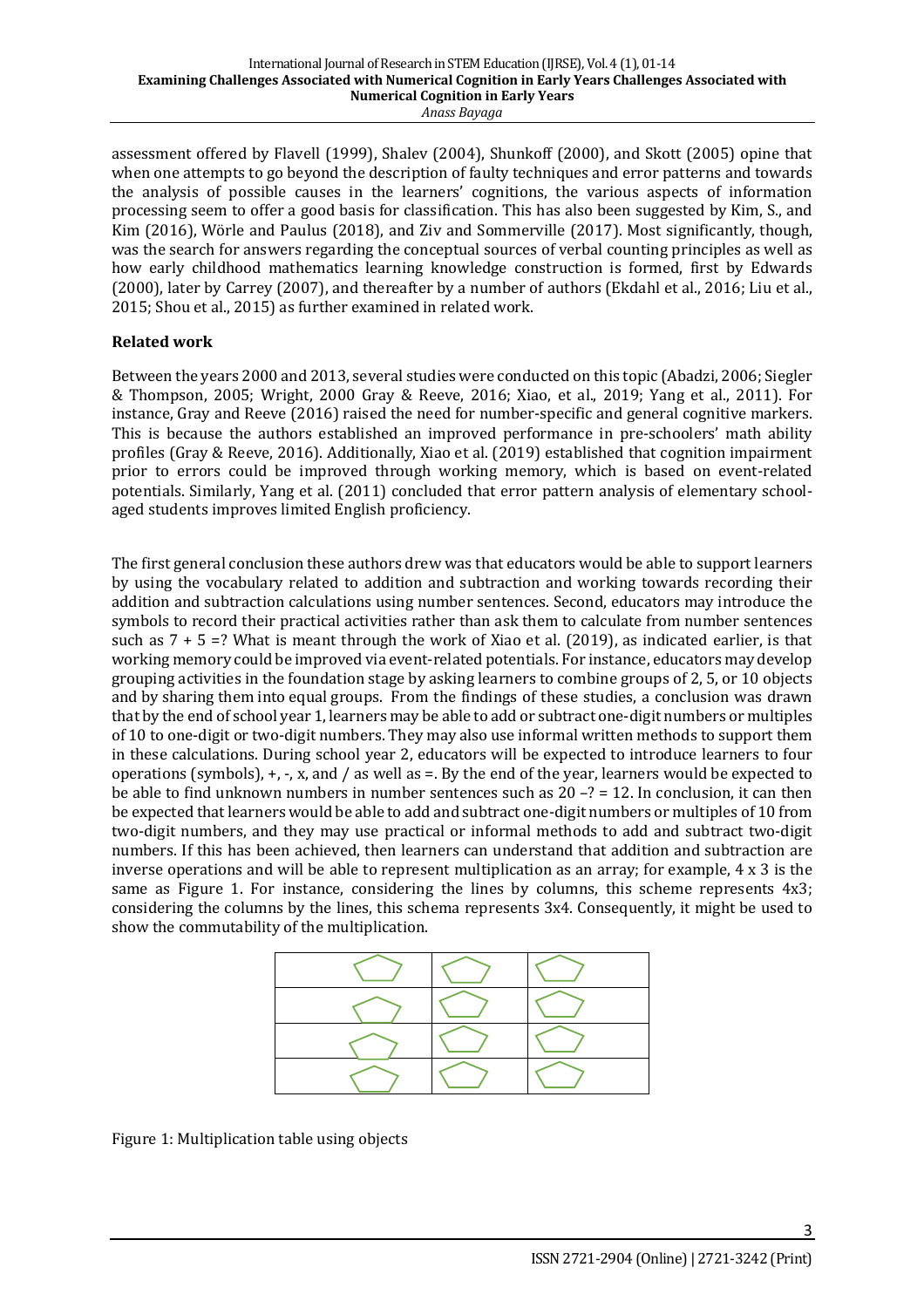assessment offered by Flavell (1999), Shalev (2004), Shunkoff (2000), and Skott (2005) opine that when one attempts to go beyond the description of faulty techniques and error patterns and towards the analysis of possible causes in the learners' cognitions, the various aspects of information processing seem to offer a good basis for classification. This has also been suggested by Kim, S., and Kim (2016), Wörle and Paulus (2018), and Ziv and Sommerville (2017). Most significantly, though, was the search for answers regarding the conceptual sources of verbal counting principles as well as how early childhood mathematics learning knowledge construction is formed, first by Edwards (2000), later by Carrey (2007), and thereafter by a number of authors (Ekdahl et al., 2016; Liu et al., 2015; Shou et al., 2015) as further examined in related work.

## Related work

Between the years 2000 and 2013, several studies were conducted on this topic (Abadzi, 2006; Siegler & Thompson, 2005; Wright, 2000 Gray & Reeve, 2016; Xiao, et al., 2019; Yang et al., 2011). For instance, Gray and Reeve (2016) raised the need for number-specific and general cognitive markers. This is because the authors established an improved performance in pre-schoolers' math ability profiles (Gray & Reeve, 2016). Additionally, Xiao et al. (2019) established that cognition impairment prior to errors could be improved through working memory, which is based on event-related potentials. Similarly, Yang et al. (2011) concluded that error pattern analysis of elementary school-aged students improves limited English proficiency.

The first general conclusion these authors drew was that educators would be able to support learners by using the vocabulary related to addition and subtraction and working towards recording their addition and subtraction calculations using number sentences. Second, educators may introduce the symbols to record their practical activities rather than ask them to calculate from number sentences such as $7 + 5 =?$ What is meant through the work of Xiao et al. (2019), as indicated earlier, is that working memory could be improved via event-related potentials. For instance, educators may develop grouping activities in the foundation stage by asking learners to combine groups of 2, 5, or 10 objects and by sharing them into equal groups. From the findings of these studies, a conclusion was drawn that by the end of school year 1, learners may be able to add or subtract one-digit numbers or multiples of 10 to one-digit or two-digit numbers. They may also use informal written methods to support them in these calculations. During school year 2, educators will be expected to introduce learners to four operations (symbols), +, -, x, and / as well as =. By the end of the year, learners would be expected to be able to find unknown numbers in number sentences such as $20 - ? = 12$. In conclusion, it can then be expected that learners would be able to add and subtract one-digit numbers or multiples of 10 from two-digit numbers, and they may use practical or informal methods to add and subtract two-digit numbers. If this has been achieved, then learners can understand that addition and subtraction are inverse operations and will be able to represent multiplication as an array; for example, 4 x 3 is the same as Figure 1. For instance, considering the lines by columns, this scheme represents 4x3; considering the columns by the lines, this schema represents 3x4. Consequently, it might be used to show the commutability of the multiplication.

Figure 1: Multiplication table using objects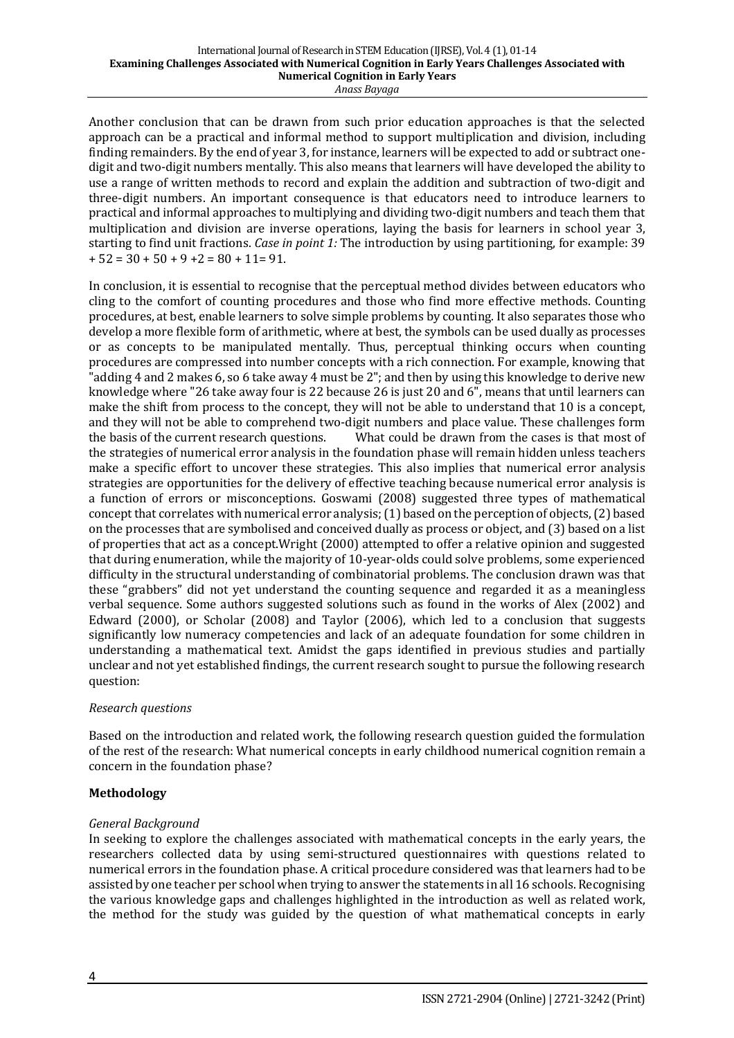Another conclusion that can be drawn from such prior education approaches is that the selected approach can be a practical and informal method to support multiplication and division, including finding remainders. By the end of year 3, for instance, learners will be expected to add or subtract one-digit and two-digit numbers mentally. This also means that learners will have developed the ability to use a range of written methods to record and explain the addition and subtraction of two-digit and three-digit numbers. An important consequence is that educators need to introduce learners to practical and informal approaches to multiplying and dividing two-digit numbers and teach them that multiplication and division are inverse operations, laying the basis for learners in school year 3, starting to find unit fractions. *Case in point 1:* The introduction by using partitioning, for example: $39 + 52 = 30 + 50 + 9 + 2 = 80 + 11 = 91$.

In conclusion, it is essential to recognise that the perceptual method divides between educators who cling to the comfort of counting procedures and those who find more effective methods. Counting procedures, at best, enable learners to solve simple problems by counting. It also separates those who develop a more flexible form of arithmetic, where at best, the symbols can be used dually as processes or as concepts to be manipulated mentally. Thus, perceptual thinking occurs when counting procedures are compressed into number concepts with a rich connection. For example, knowing that "adding 4 and 2 makes 6, so 6 take away 4 must be 2"; and then by using this knowledge to derive new knowledge where "26 take away four is 22 because 26 is just 20 and 6", means that until learners can make the shift from process to the concept, they will not be able to understand that 10 is a concept, and they will not be able to comprehend two-digit numbers and place value. These challenges form the basis of the current research questions. What could be drawn from the cases is that most of the strategies of numerical error analysis in the foundation phase will remain hidden unless teachers make a specific effort to uncover these strategies. This also implies that numerical error analysis strategies are opportunities for the delivery of effective teaching because numerical error analysis is a function of errors or misconceptions. Goswami (2008) suggested three types of mathematical concept that correlates with numerical error analysis; (1) based on the perception of objects, (2) based on the processes that are symbolised and conceived dually as process or object, and (3) based on a list of properties that act as a concept.Wright (2000) attempted to offer a relative opinion and suggested that during enumeration, while the majority of 10-year-olds could solve problems, some experienced difficulty in the structural understanding of combinatorial problems. The conclusion drawn was that these "grabbers" did not yet understand the counting sequence and regarded it as a meaningless verbal sequence. Some authors suggested solutions such as found in the works of Alex (2002) and Edward (2000), or Scholar (2008) and Taylor (2006), which led to a conclusion that suggests significantly low numeracy competencies and lack of an adequate foundation for some children in understanding a mathematical text. Amidst the gaps identified in previous studies and partially unclear and not yet established findings, the current research sought to pursue the following research question:

### *Research questions*

Based on the introduction and related work, the following research question guided the formulation of the rest of the research: What numerical concepts in early childhood numerical cognition remain a concern in the foundation phase?

## Methodology

### *General Background*

In seeking to explore the challenges associated with mathematical concepts in the early years, the researchers collected data by using semi-structured questionnaires with questions related to numerical errors in the foundation phase. A critical procedure considered was that learners had to be assisted by one teacher per school when trying to answer the statements in all 16 schools. Recognising the various knowledge gaps and challenges highlighted in the introduction as well as related work, the method for the study was guided by the question of what mathematical concepts in early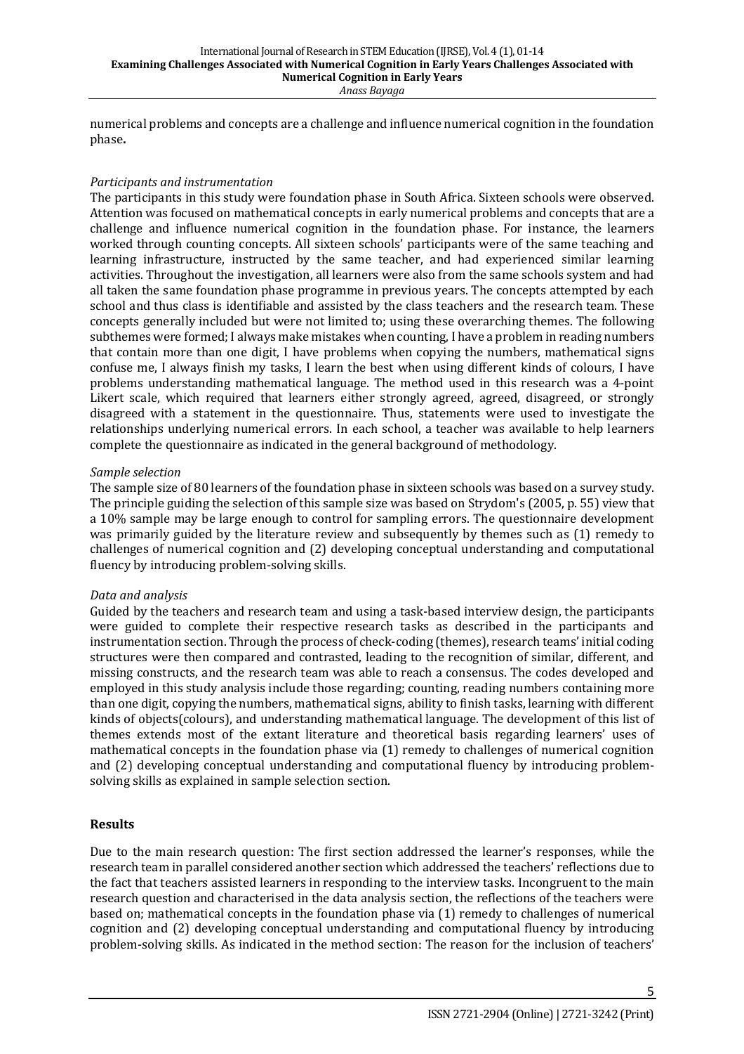numerical problems and concepts are a challenge and influence numerical cognition in the foundation phase**.**

*Participants and instrumentation*

The participants in this study were foundation phase in South Africa. Sixteen schools were observed. Attention was focused on mathematical concepts in early numerical problems and concepts that are a challenge and influence numerical cognition in the foundation phase. For instance, the learners worked through counting concepts. All sixteen schools' participants were of the same teaching and learning infrastructure, instructed by the same teacher, and had experienced similar learning activities. Throughout the investigation, all learners were also from the same schools system and had all taken the same foundation phase programme in previous years. The concepts attempted by each school and thus class is identifiable and assisted by the class teachers and the research team. These concepts generally included but were not limited to; using these overarching themes. The following subthemes were formed; I always make mistakes when counting, I have a problem in reading numbers that contain more than one digit, I have problems when copying the numbers, mathematical signs confuse me, I always finish my tasks, I learn the best when using different kinds of colours, I have problems understanding mathematical language. The method used in this research was a 4-point Likert scale, which required that learners either strongly agreed, agreed, disagreed, or strongly disagreed with a statement in the questionnaire. Thus, statements were used to investigate the relationships underlying numerical errors. In each school, a teacher was available to help learners complete the questionnaire as indicated in the general background of methodology.

*Sample selection*

The sample size of 80 learners of the foundation phase in sixteen schools was based on a survey study. The principle guiding the selection of this sample size was based on Strydom's (2005, p. 55) view that a 10% sample may be large enough to control for sampling errors. The questionnaire development was primarily guided by the literature review and subsequently by themes such as (1) remedy to challenges of numerical cognition and (2) developing conceptual understanding and computational fluency by introducing problem-solving skills.

*Data and analysis*

Guided by the teachers and research team and using a task-based interview design, the participants were guided to complete their respective research tasks as described in the participants and instrumentation section. Through the process of check-coding (themes), research teams' initial coding structures were then compared and contrasted, leading to the recognition of similar, different, and missing constructs, and the research team was able to reach a consensus. The codes developed and employed in this study analysis include those regarding; counting, reading numbers containing more than one digit, copying the numbers, mathematical signs, ability to finish tasks, learning with different kinds of objects(colours), and understanding mathematical language. The development of this list of themes extends most of the extant literature and theoretical basis regarding learners' uses of mathematical concepts in the foundation phase via (1) remedy to challenges of numerical cognition and (2) developing conceptual understanding and computational fluency by introducing problem-solving skills as explained in sample selection section.

## Results

Due to the main research question: The first section addressed the learner's responses, while the research team in parallel considered another section which addressed the teachers' reflections due to the fact that teachers assisted learners in responding to the interview tasks. Incongruent to the main research question and characterised in the data analysis section, the reflections of the teachers were based on; mathematical concepts in the foundation phase via (1) remedy to challenges of numerical cognition and (2) developing conceptual understanding and computational fluency by introducing problem-solving skills. As indicated in the method section: The reason for the inclusion of teachers'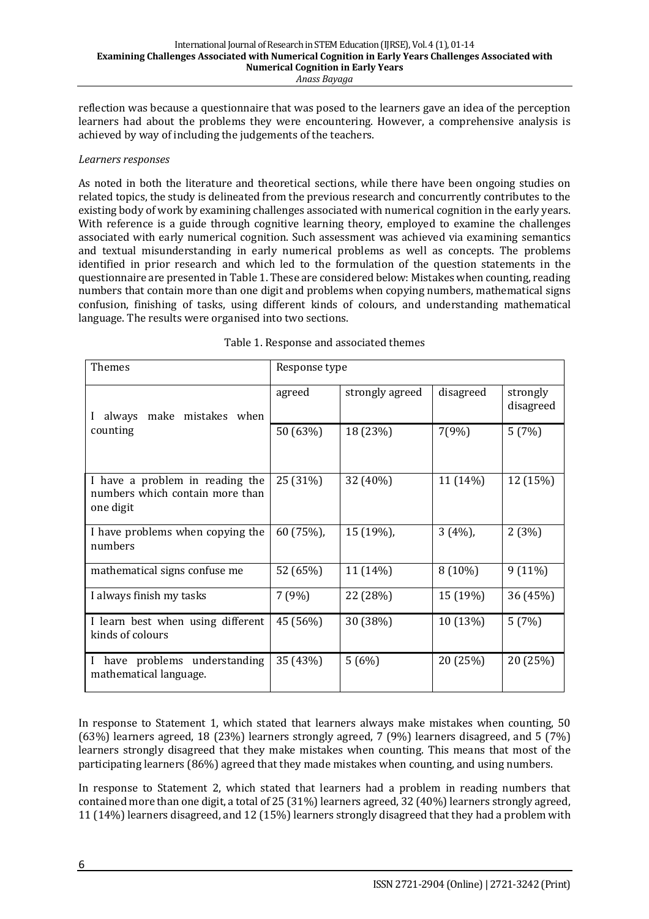reflection was because a questionnaire that was posed to the learners gave an idea of the perception learners had about the problems they were encountering. However, a comprehensive analysis is achieved by way of including the judgements of the teachers.

*Learners responses*

As noted in both the literature and theoretical sections, while there have been ongoing studies on related topics, the study is delineated from the previous research and concurrently contributes to the existing body of work by examining challenges associated with numerical cognition in the early years. With reference is a guide through cognitive learning theory, employed to examine the challenges associated with early numerical cognition. Such assessment was achieved via examining semantics and textual misunderstanding in early numerical problems as well as concepts. The problems identified in prior research and which led to the formulation of the question statements in the questionnaire are presented in Table 1. These are considered below: Mistakes when counting, reading numbers that contain more than one digit and problems when copying numbers, mathematical signs confusion, finishing of tasks, using different kinds of colours, and understanding mathematical language. The results were organised into two sections.

Table 1. Response and associated themes

| Themes | Response type | | | |
|---|---|---|---|---|
| | agreed | strongly agreed | disagreed | strongly disagreed |
| I always make mistakes when counting | 50 (63%) | 18 (23%) | 7(9%) | 5 (7%) |
| I have a problem in reading the numbers which contain more than one digit | 25 (31%) | 32 (40%) | 11 (14%) | 12 (15%) |
| I have problems when copying the numbers | 60 (75%), | 15 (19%), | 3 (4%), | 2 (3%) |
| mathematical signs confuse me | 52 (65%) | 11 (14%) | 8 (10%) | 9 (11%) |
| I always finish my tasks | 7 (9%) | 22 (28%) | 15 (19%) | 36 (45%) |
| I learn best when using different kinds of colours | 45 (56%) | 30 (38%) | 10 (13%) | 5 (7%) |
| I have problems understanding mathematical language. | 35 (43%) | 5 (6%) | 20 (25%) | 20 (25%) |

In response to Statement 1, which stated that learners always make mistakes when counting, 50 (63%) learners agreed, 18 (23%) learners strongly agreed, 7 (9%) learners disagreed, and 5 (7%) learners strongly disagreed that they make mistakes when counting. This means that most of the participating learners (86%) agreed that they made mistakes when counting, and using numbers.

In response to Statement 2, which stated that learners had a problem in reading numbers that contained more than one digit, a total of 25 (31%) learners agreed, 32 (40%) learners strongly agreed, 11 (14%) learners disagreed, and 12 (15%) learners strongly disagreed that they had a problem with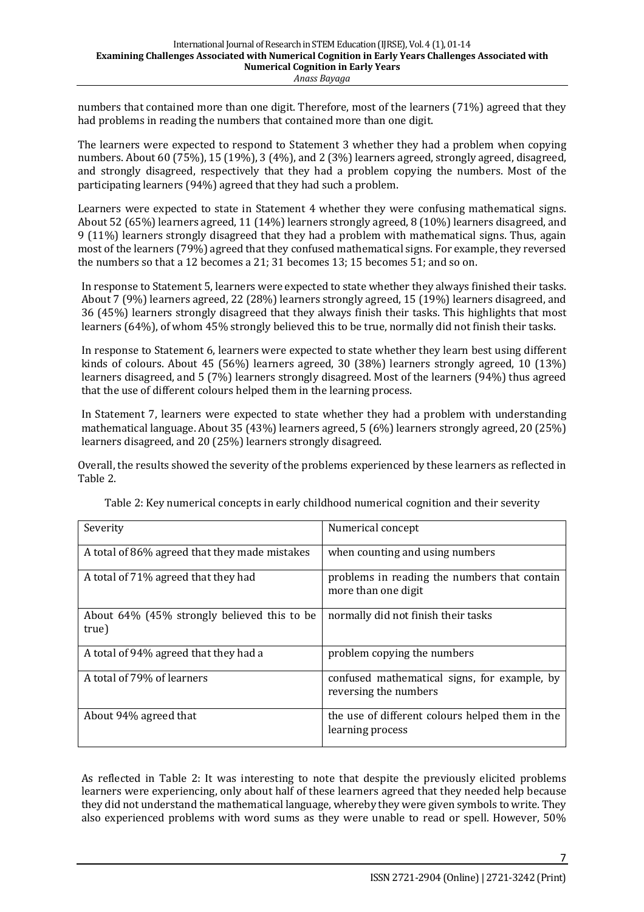numbers that contained more than one digit. Therefore, most of the learners (71%) agreed that they had problems in reading the numbers that contained more than one digit.

The learners were expected to respond to Statement 3 whether they had a problem when copying numbers. About 60 (75%), 15 (19%), 3 (4%), and 2 (3%) learners agreed, strongly agreed, disagreed, and strongly disagreed, respectively that they had a problem copying the numbers. Most of the participating learners (94%) agreed that they had such a problem.

Learners were expected to state in Statement 4 whether they were confusing mathematical signs. About 52 (65%) learners agreed, 11 (14%) learners strongly agreed, 8 (10%) learners disagreed, and 9 (11%) learners strongly disagreed that they had a problem with mathematical signs. Thus, again most of the learners (79%) agreed that they confused mathematical signs. For example, they reversed the numbers so that a 12 becomes a 21; 31 becomes 13; 15 becomes 51; and so on.

In response to Statement 5, learners were expected to state whether they always finished their tasks. About 7 (9%) learners agreed, 22 (28%) learners strongly agreed, 15 (19%) learners disagreed, and 36 (45%) learners strongly disagreed that they always finish their tasks. This highlights that most learners (64%), of whom 45% strongly believed this to be true, normally did not finish their tasks.

In response to Statement 6, learners were expected to state whether they learn best using different kinds of colours. About 45 (56%) learners agreed, 30 (38%) learners strongly agreed, 10 (13%) learners disagreed, and 5 (7%) learners strongly disagreed. Most of the learners (94%) thus agreed that the use of different colours helped them in the learning process.

In Statement 7, learners were expected to state whether they had a problem with understanding mathematical language. About 35 (43%) learners agreed, 5 (6%) learners strongly agreed, 20 (25%) learners disagreed, and 20 (25%) learners strongly disagreed.

Overall, the results showed the severity of the problems experienced by these learners as reflected in Table 2.

Table 2: Key numerical concepts in early childhood numerical cognition and their severity

| Severity | Numerical concept |
| --- | --- |
| A total of 86% agreed that they made mistakes | when counting and using numbers |
| A total of 71% agreed that they had | problems in reading the numbers that contain more than one digit |
| About 64% (45% strongly believed this to be true) | normally did not finish their tasks |
| A total of 94% agreed that they had a | problem copying the numbers |
| A total of 79% of learners | confused mathematical signs, for example, by reversing the numbers |
| About 94% agreed that | the use of different colours helped them in the learning process |

As reflected in Table 2: It was interesting to note that despite the previously elicited problems learners were experiencing, only about half of these learners agreed that they needed help because they did not understand the mathematical language, whereby they were given symbols to write. They also experienced problems with word sums as they were unable to read or spell. However, 50%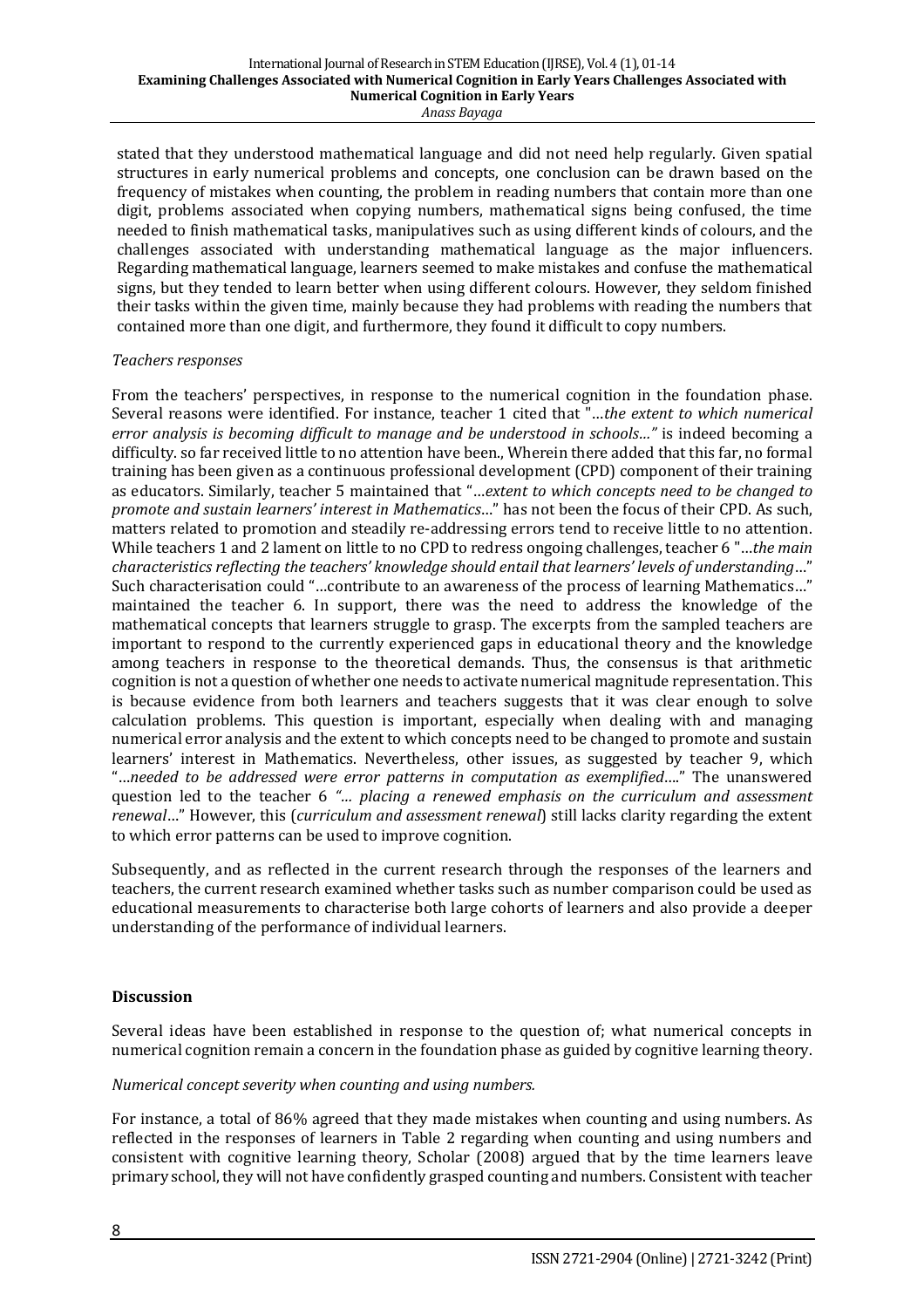stated that they understood mathematical language and did not need help regularly. Given spatial structures in early numerical problems and concepts, one conclusion can be drawn based on the frequency of mistakes when counting, the problem in reading numbers that contain more than one digit, problems associated when copying numbers, mathematical signs being confused, the time needed to finish mathematical tasks, manipulatives such as using different kinds of colours, and the challenges associated with understanding mathematical language as the major influencers. Regarding mathematical language, learners seemed to make mistakes and confuse the mathematical signs, but they tended to learn better when using different colours. However, they seldom finished their tasks within the given time, mainly because they had problems with reading the numbers that contained more than one digit, and furthermore, they found it difficult to copy numbers.

*Teachers responses*

From the teachers' perspectives, in response to the numerical cognition in the foundation phase. Several reasons were identified. For instance, teacher 1 cited that "*…the extent to which numerical error analysis is becoming difficult to manage and be understood in schools…"* is indeed becoming a difficulty. so far received little to no attention have been., Wherein there added that this far, no formal training has been given as a continuous professional development (CPD) component of their training as educators. Similarly, teacher 5 maintained that "*…extent to which concepts need to be changed to promote and sustain learners' interest in Mathematics…*" has not been the focus of their CPD. As such, matters related to promotion and steadily re-addressing errors tend to receive little to no attention. While teachers 1 and 2 lament on little to no CPD to redress ongoing challenges, teacher 6 "*…the main characteristics reflecting the teachers' knowledge should entail that learners' levels of understanding…*" Such characterisation could "…contribute to an awareness of the process of learning Mathematics…" maintained the teacher 6. In support, there was the need to address the knowledge of the mathematical concepts that learners struggle to grasp. The excerpts from the sampled teachers are important to respond to the currently experienced gaps in educational theory and the knowledge among teachers in response to the theoretical demands. Thus, the consensus is that arithmetic cognition is not a question of whether one needs to activate numerical magnitude representation. This is because evidence from both learners and teachers suggests that it was clear enough to solve calculation problems. This question is important, especially when dealing with and managing numerical error analysis and the extent to which concepts need to be changed to promote and sustain learners' interest in Mathematics. Nevertheless, other issues, as suggested by teacher 9, which "*…needed to be addressed were error patterns in computation as exemplified….*" The unanswered question led to the teacher 6 *"… placing a renewed emphasis on the curriculum and assessment renewal…*" However, this (*curriculum and assessment renewal*) still lacks clarity regarding the extent to which error patterns can be used to improve cognition.

Subsequently, and as reflected in the current research through the responses of the learners and teachers, the current research examined whether tasks such as number comparison could be used as educational measurements to characterise both large cohorts of learners and also provide a deeper understanding of the performance of individual learners.

## Discussion

Several ideas have been established in response to the question of; what numerical concepts in numerical cognition remain a concern in the foundation phase as guided by cognitive learning theory.

*Numerical concept severity when counting and using numbers.*

For instance, a total of 86% agreed that they made mistakes when counting and using numbers. As reflected in the responses of learners in Table 2 regarding when counting and using numbers and consistent with cognitive learning theory, Scholar (2008) argued that by the time learners leave primary school, they will not have confidently grasped counting and numbers. Consistent with teacher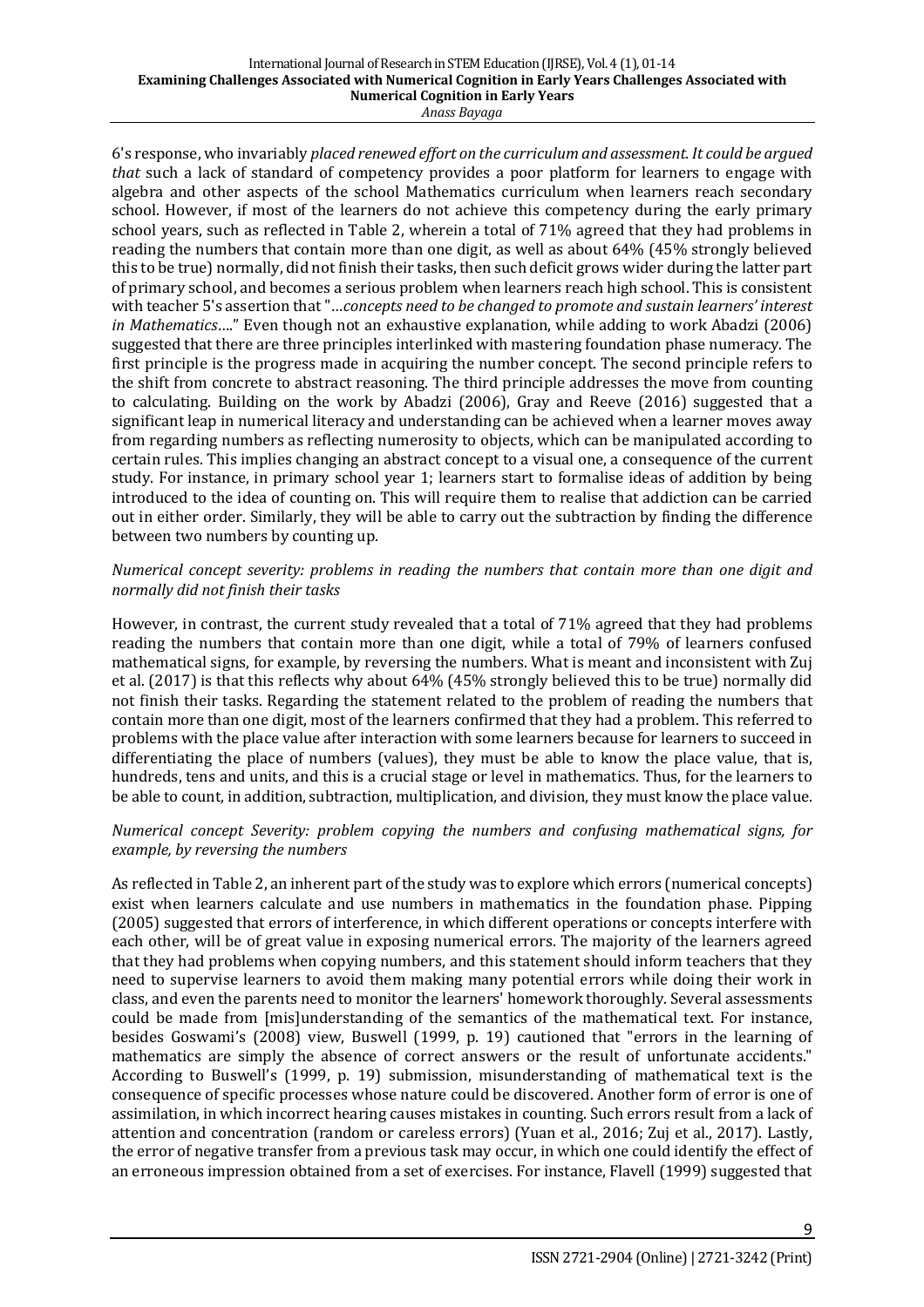6's response, who invariably *placed renewed effort on the curriculum and assessment. It could be argued that* such a lack of standard of competency provides a poor platform for learners to engage with algebra and other aspects of the school Mathematics curriculum when learners reach secondary school. However, if most of the learners do not achieve this competency during the early primary school years, such as reflected in Table 2, wherein a total of 71% agreed that they had problems in reading the numbers that contain more than one digit, as well as about 64% (45% strongly believed this to be true) normally, did not finish their tasks, then such deficit grows wider during the latter part of primary school, and becomes a serious problem when learners reach high school. This is consistent with teacher 5's assertion that "…*concepts need to be changed to promote and sustain learners' interest in Mathematics*…." Even though not an exhaustive explanation, while adding to work Abadzi (2006) suggested that there are three principles interlinked with mastering foundation phase numeracy. The first principle is the progress made in acquiring the number concept. The second principle refers to the shift from concrete to abstract reasoning. The third principle addresses the move from counting to calculating. Building on the work by Abadzi (2006), Gray and Reeve (2016) suggested that a significant leap in numerical literacy and understanding can be achieved when a learner moves away from regarding numbers as reflecting numerosity to objects, which can be manipulated according to certain rules. This implies changing an abstract concept to a visual one, a consequence of the current study. For instance, in primary school year 1; learners start to formalise ideas of addition by being introduced to the idea of counting on. This will require them to realise that addiction can be carried out in either order. Similarly, they will be able to carry out the subtraction by finding the difference between two numbers by counting up.

*Numerical concept severity: problems in reading the numbers that contain more than one digit and normally did not finish their tasks*

However, in contrast, the current study revealed that a total of 71% agreed that they had problems reading the numbers that contain more than one digit, while a total of 79% of learners confused mathematical signs, for example, by reversing the numbers. What is meant and inconsistent with Zuj et al. (2017) is that this reflects why about 64% (45% strongly believed this to be true) normally did not finish their tasks. Regarding the statement related to the problem of reading the numbers that contain more than one digit, most of the learners confirmed that they had a problem. This referred to problems with the place value after interaction with some learners because for learners to succeed in differentiating the place of numbers (values), they must be able to know the place value, that is, hundreds, tens and units, and this is a crucial stage or level in mathematics. Thus, for the learners to be able to count, in addition, subtraction, multiplication, and division, they must know the place value.

*Numerical concept Severity: problem copying the numbers and confusing mathematical signs, for example, by reversing the numbers*

As reflected in Table 2, an inherent part of the study was to explore which errors (numerical concepts) exist when learners calculate and use numbers in mathematics in the foundation phase. Pipping (2005) suggested that errors of interference, in which different operations or concepts interfere with each other, will be of great value in exposing numerical errors. The majority of the learners agreed that they had problems when copying numbers, and this statement should inform teachers that they need to supervise learners to avoid them making many potential errors while doing their work in class, and even the parents need to monitor the learners' homework thoroughly. Several assessments could be made from [mis]understanding of the semantics of the mathematical text. For instance, besides Goswami's (2008) view, Buswell (1999, p. 19) cautioned that "errors in the learning of mathematics are simply the absence of correct answers or the result of unfortunate accidents." According to Buswell's (1999, p. 19) submission, misunderstanding of mathematical text is the consequence of specific processes whose nature could be discovered. Another form of error is one of assimilation, in which incorrect hearing causes mistakes in counting. Such errors result from a lack of attention and concentration (random or careless errors) (Yuan et al., 2016; Zuj et al., 2017). Lastly, the error of negative transfer from a previous task may occur, in which one could identify the effect of an erroneous impression obtained from a set of exercises. For instance, Flavell (1999) suggested that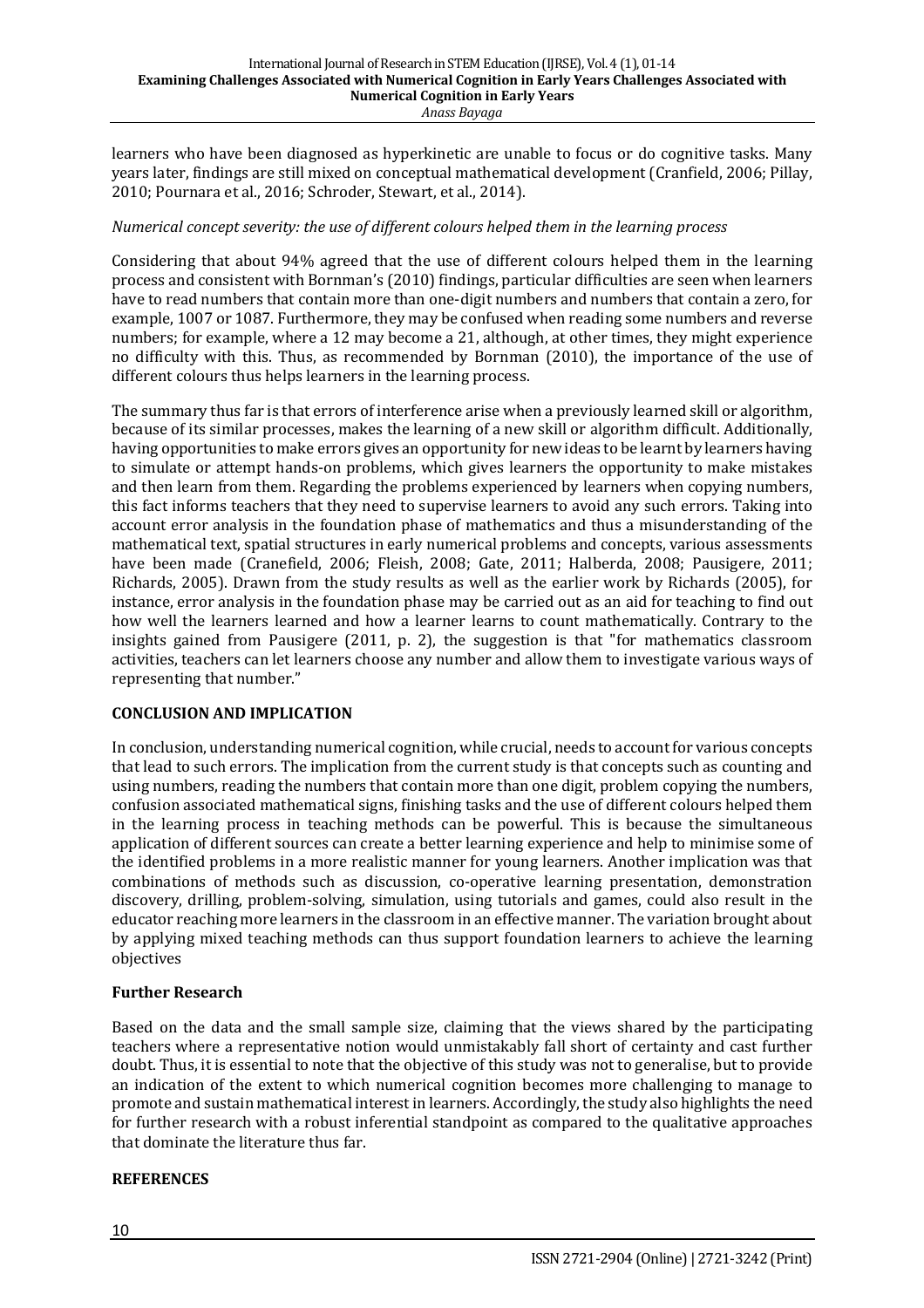learners who have been diagnosed as hyperkinetic are unable to focus or do cognitive tasks. Many years later, findings are still mixed on conceptual mathematical development (Cranfield, 2006; Pillay, 2010; Pournara et al., 2016; Schroder, Stewart, et al., 2014).

*Numerical concept severity: the use of different colours helped them in the learning process*

Considering that about 94% agreed that the use of different colours helped them in the learning process and consistent with Bornman's (2010) findings, particular difficulties are seen when learners have to read numbers that contain more than one-digit numbers and numbers that contain a zero, for example, 1007 or 1087. Furthermore, they may be confused when reading some numbers and reverse numbers; for example, where a 12 may become a 21, although, at other times, they might experience no difficulty with this. Thus, as recommended by Bornman (2010), the importance of the use of different colours thus helps learners in the learning process.

The summary thus far is that errors of interference arise when a previously learned skill or algorithm, because of its similar processes, makes the learning of a new skill or algorithm difficult. Additionally, having opportunities to make errors gives an opportunity for new ideas to be learnt by learners having to simulate or attempt hands-on problems, which gives learners the opportunity to make mistakes and then learn from them. Regarding the problems experienced by learners when copying numbers, this fact informs teachers that they need to supervise learners to avoid any such errors. Taking into account error analysis in the foundation phase of mathematics and thus a misunderstanding of the mathematical text, spatial structures in early numerical problems and concepts, various assessments have been made (Cranefield, 2006; Fleish, 2008; Gate, 2011; Halberda, 2008; Pausigere, 2011; Richards, 2005). Drawn from the study results as well as the earlier work by Richards (2005), for instance, error analysis in the foundation phase may be carried out as an aid for teaching to find out how well the learners learned and how a learner learns to count mathematically. Contrary to the insights gained from Pausigere (2011, p. 2), the suggestion is that "for mathematics classroom activities, teachers can let learners choose any number and allow them to investigate various ways of representing that number."

## CONCLUSION AND IMPLICATION

In conclusion, understanding numerical cognition, while crucial, needs to account for various concepts that lead to such errors. The implication from the current study is that concepts such as counting and using numbers, reading the numbers that contain more than one digit, problem copying the numbers, confusion associated mathematical signs, finishing tasks and the use of different colours helped them in the learning process in teaching methods can be powerful. This is because the simultaneous application of different sources can create a better learning experience and help to minimise some of the identified problems in a more realistic manner for young learners. Another implication was that combinations of methods such as discussion, co-operative learning presentation, demonstration discovery, drilling, problem-solving, simulation, using tutorials and games, could also result in the educator reaching more learners in the classroom in an effective manner. The variation brought about by applying mixed teaching methods can thus support foundation learners to achieve the learning objectives

### Further Research

Based on the data and the small sample size, claiming that the views shared by the participating teachers where a representative notion would unmistakably fall short of certainty and cast further doubt. Thus, it is essential to note that the objective of this study was not to generalise, but to provide an indication of the extent to which numerical cognition becomes more challenging to manage to promote and sustain mathematical interest in learners. Accordingly, the study also highlights the need for further research with a robust inferential standpoint as compared to the qualitative approaches that dominate the literature thus far.

## REFERENCES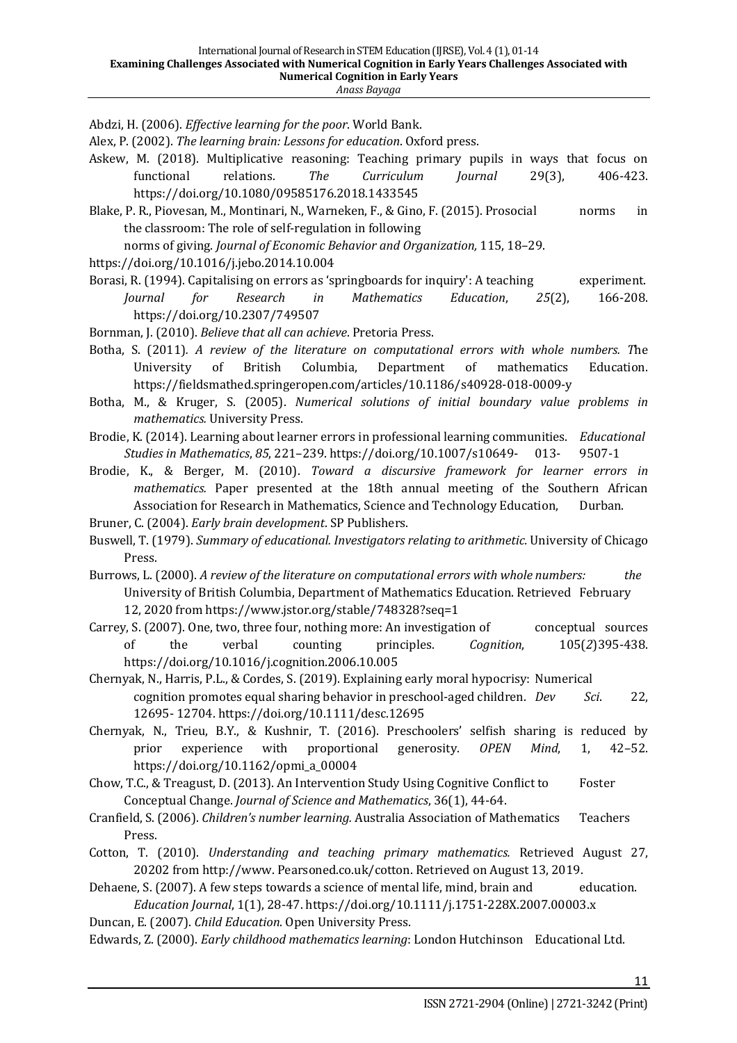Abdzi, H. (2006). *Effective learning for the poor*. World Bank.

Alex, P. (2002). *The learning brain: Lessons for education*. Oxford press.

Askew, M. (2018). Multiplicative reasoning: Teaching primary pupils in ways that focus on functional relations. *The Curriculum Journal* 29(3), 406-423. https://doi.org/10.1080/09585176.2018.1433545

Blake, P. R., Piovesan, M., Montinari, N., Warneken, F., & Gino, F. (2015). Prosocial norms in the classroom: The role of self-regulation in following norms of giving. *Journal of Economic Behavior and Organization,* 115, 18–29. https://doi.org/10.1016/j.jebo.2014.10.004

Borasi, R. (1994). Capitalising on errors as 'springboards for inquiry': A teaching experiment. *Journal for Research in Mathematics Education*, *25*(2), 166-208. https://doi.org/10.2307/749507

Bornman, J. (2010). *Believe that all can achieve*. Pretoria Press.

Botha, S. (2011). *A review of the literature on computational errors with whole numbers. T*he University of British Columbia, Department of mathematics Education. https://fieldsmathed.springeropen.com/articles/10.1186/s40928-018-0009-y

Botha, M., & Kruger, S. (2005). *Numerical solutions of initial boundary value problems in mathematics.* University Press.

Brodie, K. (2014). Learning about learner errors in professional learning communities. *Educational Studies in Mathematics*, *85*, 221–239. https://doi.org/10.1007/s10649- 013- 9507-1

Brodie, K., & Berger, M. (2010). *Toward a discursive framework for learner errors in mathematics.* Paper presented at the 18th annual meeting of the Southern African Association for Research in Mathematics, Science and Technology Education, Durban.

Bruner, C. (2004). *Early brain development*. SP Publishers.

Buswell, T. (1979). *Summary of educational. Investigators relating to arithmetic.* University of Chicago Press.

Burrows, L. (2000). *A review of the literature on computational errors with whole numbers: the* University of British Columbia, Department of Mathematics Education. Retrieved February 12, 2020 from https://www.jstor.org/stable/748328?seq=1

Carrey, S. (2007). One, two, three four, nothing more: An investigation of conceptual sources of the verbal counting principles. *Cognition*, 105(*2*)395-438. https://doi.org/10.1016/j.cognition.2006.10.005

Chernyak, N., Harris, P.L., & Cordes, S. (2019). Explaining early moral hypocrisy: Numerical cognition promotes equal sharing behavior in preschool-aged children. *Dev Sci*. 22, 12695- 12704. https://doi.org/10.1111/desc.12695

Chernyak, N., Trieu, B.Y., & Kushnir, T. (2016). Preschoolers' selfish sharing is reduced by prior experience with proportional generosity. *OPEN Mind*, 1, 42–52. https://doi.org/10.1162/opmi_a_00004

Chow, T.C., & Treagust, D. (2013). An Intervention Study Using Cognitive Conflict to Foster Conceptual Change. *Journal of Science and Mathematics*, 36(1), 44-64.

Cranfield, S. (2006). *Children's number learning.* Australia Association of Mathematics Teachers Press.

Cotton, T. (2010). *Understanding and teaching primary mathematics.* Retrieved August 27, 20202 from http://www. Pearsoned.co.uk/cotton. Retrieved on August 13, 2019.

Dehaene, S. (2007). A few steps towards a science of mental life, mind, brain and education. *Education Journal*, 1(1), 28-47. https://doi.org/10.1111/j.1751-228X.2007.00003.x

Duncan, E. (2007). *Child Education*. Open University Press.

Edwards, Z. (2000). *Early childhood mathematics learning*: London Hutchinson Educational Ltd.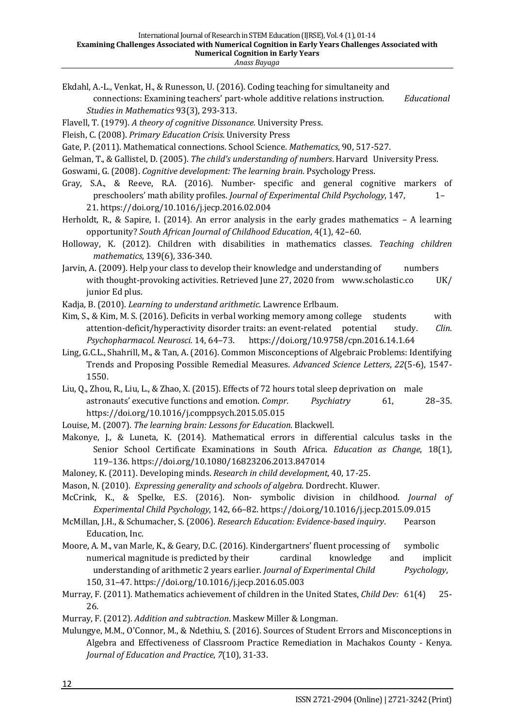Ekdahl, A.-L., Venkat, H., & Runesson, U. (2016). Coding teaching for simultaneity and connections: Examining teachers' part-whole additive relations instruction. *Educational Studies in Mathematics* 93(3), 293-313.

Flavell, T. (1979). *A theory of cognitive Dissonance.* University Press.

Fleish, C. (2008). *Primary Education Crisis.* University Press

Gate, P. (2011). Mathematical connections. School Science. *Mathematics*, 90, 517-527.

Gelman, T., & Gallistel, D. (2005). *The child's understanding of numbers*. Harvard University Press.

Goswami, G. (2008). *Cognitive development: The learning brain*. Psychology Press.

Gray, S.A., & Reeve, R.A. (2016). Number- specific and general cognitive markers of preschoolers' math ability profiles. *Journal of Experimental Child Psychology*, 147, 1–21. https://doi.org/10.1016/j.jecp.2016.02.004

Herholdt, R., & Sapire, I. (2014). An error analysis in the early grades mathematics – A learning opportunity? *South African Journal of Childhood Education*, 4(1), 42–60.

Holloway, K. (2012). Children with disabilities in mathematics classes. *Teaching children mathematics*, 139(6), 336-340.

Jarvin, A. (2009). Help your class to develop their knowledge and understanding of numbers with thought-provoking activities. Retrieved June 27, 2020 from www.scholastic.co UK/ junior Ed plus.

Kadja, B. (2010). *Learning to understand arithmetic*. Lawrence Erlbaum.

Kim, S., & Kim, M. S. (2016). Deficits in verbal working memory among college students with attention-deficit/hyperactivity disorder traits: an event-related potential study. *Clin. Psychopharmacol. Neurosci.* 14, 64–73. https://doi.org/10.9758/cpn.2016.14.1.64

Ling, G.C.L., Shahrill, M., & Tan, A. (2016). Common Misconceptions of Algebraic Problems: Identifying Trends and Proposing Possible Remedial Measures. *Advanced Science Letters*, *22*(5-6), 1547-1550.

Liu, Q., Zhou, R., Liu, L., & Zhao, X. (2015). Effects of 72 hours total sleep deprivation on male astronauts' executive functions and emotion. *Compr. Psychiatry* 61, 28–35. https://doi.org/10.1016/j.comppsych.2015.05.015

Louise, M. (2007). *The learning brain: Lessons for Education*. Blackwell.

Makonye, J., & Luneta, K. (2014). Mathematical errors in differential calculus tasks in the Senior School Certificate Examinations in South Africa. *Education as Change*, 18(1), 119–136. https://doi.org/10.1080/16823206.2013.847014

Maloney, K. (2011). Developing minds. *Research in child development*, 40, 17-25.

Mason, N. (2010). *Expressing generality and schools of algebra*. Dordrecht. Kluwer.

McCrink, K., & Spelke, E.S. (2016). Non- symbolic division in childhood. *Journal of Experimental Child Psychology*, 142, 66–82. https://doi.org/10.1016/j.jecp.2015.09.015

McMillan, J.H., & Schumacher, S. (2006). *Research Education: Evidence-based inquiry*. Pearson Education, Inc.

Moore, A. M., van Marle, K., & Geary, D.C. (2016). Kindergartners' fluent processing of symbolic numerical magnitude is predicted by their cardinal knowledge and implicit understanding of arithmetic 2 years earlier. *Journal of Experimental Child Psychology*, 150, 31–47. https://doi.org/10.1016/j.jecp.2016.05.003

Murray, F. (2011). Mathematics achievement of children in the United States, *Child Dev:* 61(4) 25-26.

Murray, F. (2012). *Addition and subtraction*. Maskew Miller & Longman.

Mulungye, M.M., O'Connor, M., & Ndethiu, S. (2016). Sources of Student Errors and Misconceptions in Algebra and Effectiveness of Classroom Practice Remediation in Machakos County - Kenya. *Journal of Education and Practice*, *7*(10), 31-33.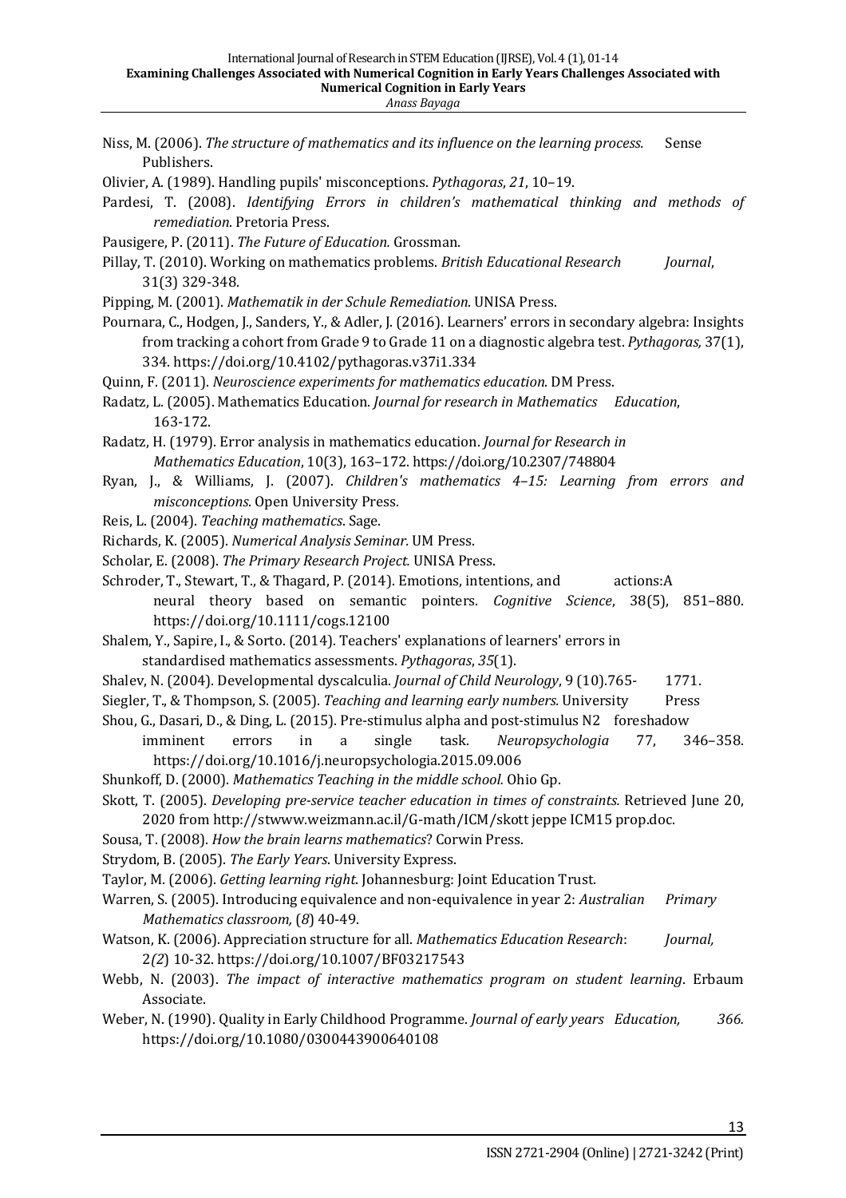Niss, M. (2006). *The structure of mathematics and its influence on the learning process.* Sense Publishers.

Olivier, A. (1989). Handling pupils' misconceptions. *Pythagoras*, *21*, 10–19.

Pardesi, T. (2008). *Identifying Errors in children's mathematical thinking and methods of remediation*. Pretoria Press.

Pausigere, P. (2011). *The Future of Education.* Grossman.

Pillay, T. (2010). Working on mathematics problems. *British Educational Research Journal*, 31(3) 329-348.

Pipping, M. (2001). *Mathematik in der Schule Remediation*. UNISA Press.

Pournara, C., Hodgen, J., Sanders, Y., & Adler, J. (2016). Learners' errors in secondary algebra: Insights from tracking a cohort from Grade 9 to Grade 11 on a diagnostic algebra test. *Pythagoras,* 37(1), 334. https://doi.org/10.4102/pythagoras.v37i1.334

Quinn, F. (2011). *Neuroscience experiments for mathematics education*. DM Press.

Radatz, L. (2005). Mathematics Education. *Journal for research in Mathematics Education*, 163-172.

Radatz, H. (1979). Error analysis in mathematics education. *Journal for Research in Mathematics Education*, 10(3), 163–172. https://doi.org/10.2307/748804

Ryan, J., & Williams, J. (2007). *Children's mathematics 4–15: Learning from errors and misconceptions*. Open University Press.

Reis, L. (2004). *Teaching mathematics*. Sage.

Richards, K. (2005). *Numerical Analysis Seminar.* UM Press.

Scholar, E. (2008). *The Primary Research Project.* UNISA Press.

Schroder, T., Stewart, T., & Thagard, P. (2014). Emotions, intentions, and actions:A neural theory based on semantic pointers. *Cognitive Science*, 38(5), 851–880. https://doi.org/10.1111/cogs.12100

Shalem, Y., Sapire, I., & Sorto. (2014). Teachers' explanations of learners' errors in standardised mathematics assessments. *Pythagoras*, *35*(1).

Shalev, N. (2004). Developmental dyscalculia. *Journal of Child Neurology*, 9 (10).765- 1771.

Siegler, T., & Thompson, S. (2005). *Teaching and learning early numbers.* University Press

Shou, G., Dasari, D., & Ding, L. (2015). Pre-stimulus alpha and post-stimulus N2 foreshadow imminent errors in a single task. *Neuropsychologia* 77, 346–358. https://doi.org/10.1016/j.neuropsychologia.2015.09.006

Shunkoff, D. (2000). *Mathematics Teaching in the middle school.* Ohio Gp.

Skott, T. (2005). *Developing pre-service teacher education in times of constraints.* Retrieved June 20, 2020 from http://stwww.weizmann.ac.il/G-math/ICM/skott jeppe ICM15 prop.doc.

Sousa, T. (2008). *How the brain learns mathematics*? Corwin Press.

Strydom, B. (2005). *The Early Years*. University Express.

Taylor, M. (2006). *Getting learning right*. Johannesburg: Joint Education Trust.

Warren, S. (2005). Introducing equivalence and non-equivalence in year 2: *Australian Primary Mathematics classroom,* (*8*) 40-49.

Watson, K. (2006). Appreciation structure for all. *Mathematics Education Research*: *Journal,* 2*(2*) 10-32. https://doi.org/10.1007/BF03217543

Webb, N. (2003). *The impact of interactive mathematics program on student learning*. Erbaum Associate.

Weber, N. (1990). Quality in Early Childhood Programme. *Journal of early years Education, 366.* https://doi.org/10.1080/0300443900640108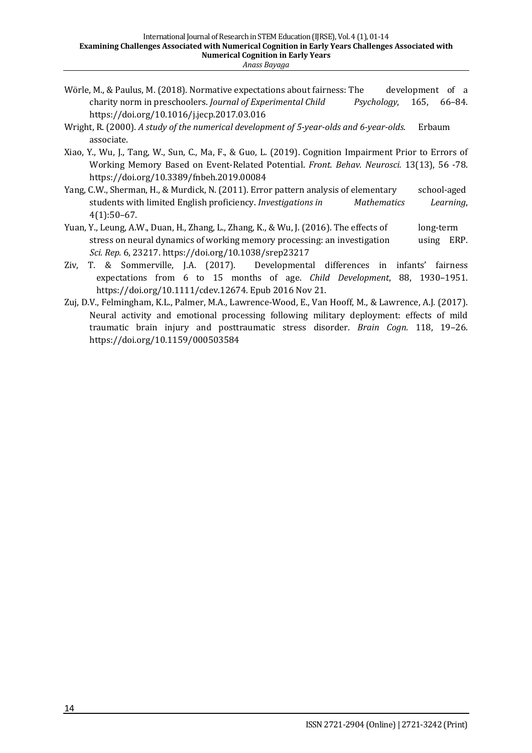Wörle, M., & Paulus, M. (2018). Normative expectations about fairness: The development of a charity norm in preschoolers. *Journal of Experimental Child Psychology*, 165, 66–84. https://doi.org/10.1016/j.jecp.2017.03.016

Wright, R. (2000). *A study of the numerical development of 5-year-olds and 6-year-olds*. Erbaum associate.

Xiao, Y., Wu, J., Tang, W., Sun, C., Ma, F., & Guo, L. (2019). Cognition Impairment Prior to Errors of Working Memory Based on Event-Related Potential. *Front. Behav. Neurosci.* 13(13), 56 -78. https://doi.org/10.3389/fnbeh.2019.00084

Yang, C.W., Sherman, H., & Murdick, N. (2011). Error pattern analysis of elementary school-aged students with limited English proficiency. *Investigations in Mathematics Learning*, 4(1):50–67.

Yuan, Y., Leung, A.W., Duan, H., Zhang, L., Zhang, K., & Wu, J. (2016). The effects of long-term stress on neural dynamics of working memory processing: an investigation using ERP. *Sci. Rep.* 6, 23217. https://doi.org/10.1038/srep23217

Ziv, T. & Sommerville, J.A. (2017). Developmental differences in infants' fairness expectations from 6 to 15 months of age. *Child Development*, 88, 1930–1951. https://doi.org/10.1111/cdev.12674. Epub 2016 Nov 21.

Zuj, D.V., Felmingham, K.L., Palmer, M.A., Lawrence-Wood, E., Van Hooff, M., & Lawrence, A.J. (2017). Neural activity and emotional processing following military deployment: effects of mild traumatic brain injury and posttraumatic stress disorder. *Brain Cogn.* 118, 19–26. https://doi.org/10.1159/000503584